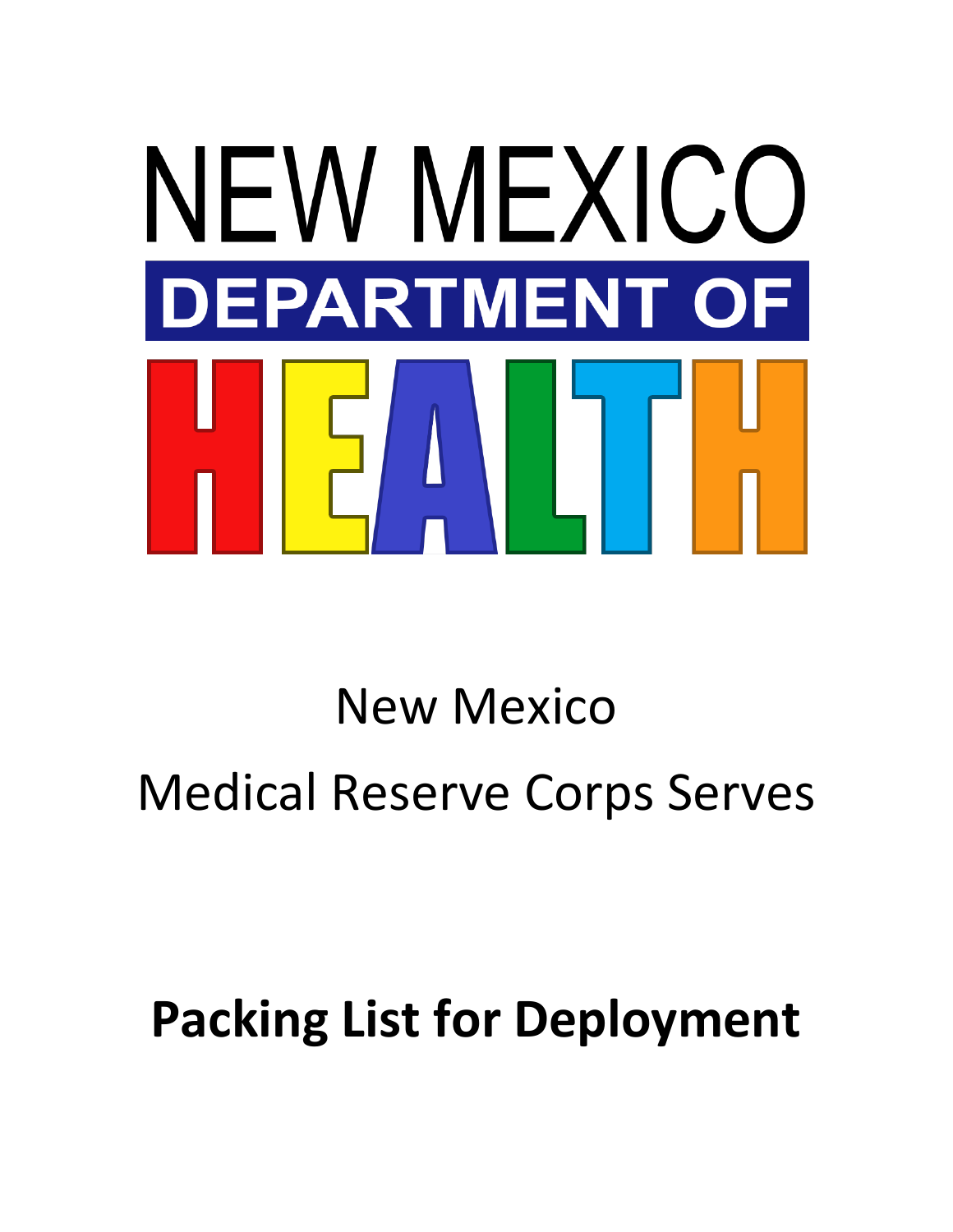NEW MEXICO

DEPARTMENT OF

HEALTH

New Mexico

Medical Reserve Corps Serves

# Packing List for Deployment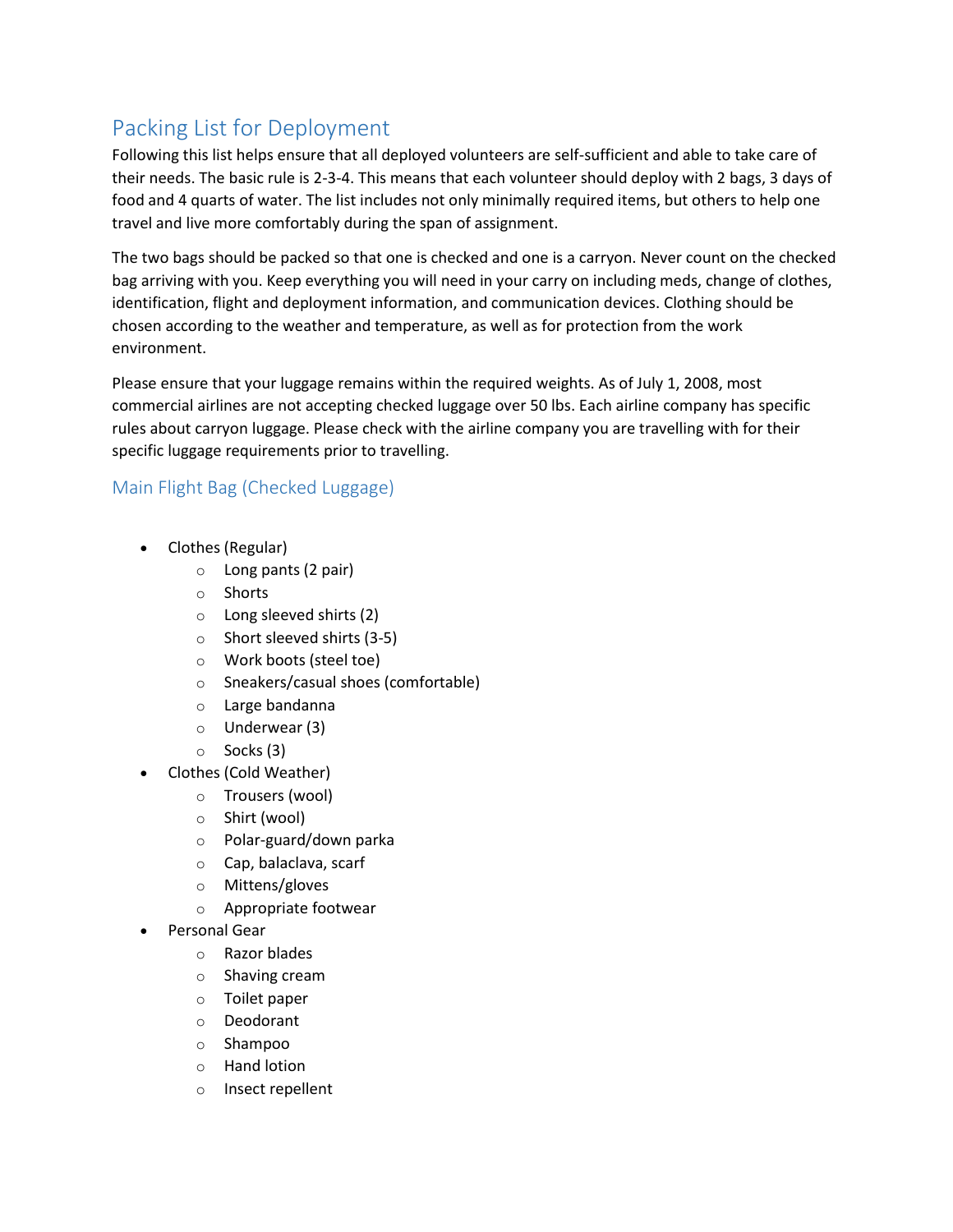## Packing List for Deployment

Following this list helps ensure that all deployed volunteers are self-sufficient and able to take care of their needs. The basic rule is 2-3-4. This means that each volunteer should deploy with 2 bags, 3 days of food and 4 quarts of water. The list includes not only minimally required items, but others to help one travel and live more comfortably during the span of assignment.

The two bags should be packed so that one is checked and one is a carryon. Never count on the checked bag arriving with you. Keep everything you will need in your carry on including meds, change of clothes, identification, flight and deployment information, and communication devices. Clothing should be chosen according to the weather and temperature, as well as for protection from the work environment.

Please ensure that your luggage remains within the required weights. As of July 1, 2008, most commercial airlines are not accepting checked luggage over 50 lbs. Each airline company has specific rules about carryon luggage. Please check with the airline company you are travelling with for their specific luggage requirements prior to travelling.

### Main Flight Bag (Checked Luggage)

- Clothes (Regular)
  - Long pants (2 pair)
  - Shorts
  - Long sleeved shirts (2)
  - Short sleeved shirts (3-5)
  - Work boots (steel toe)
  - Sneakers/casual shoes (comfortable)
  - Large bandanna
  - Underwear (3)
  - Socks (3)
- Clothes (Cold Weather)
  - Trousers (wool)
  - Shirt (wool)
  - Polar-guard/down parka
  - Cap, balaclava, scarf
  - Mittens/gloves
  - Appropriate footwear
- Personal Gear
  - Razor blades
  - Shaving cream
  - Toilet paper
  - Deodorant
  - Shampoo
  - Hand lotion
  - Insect repellent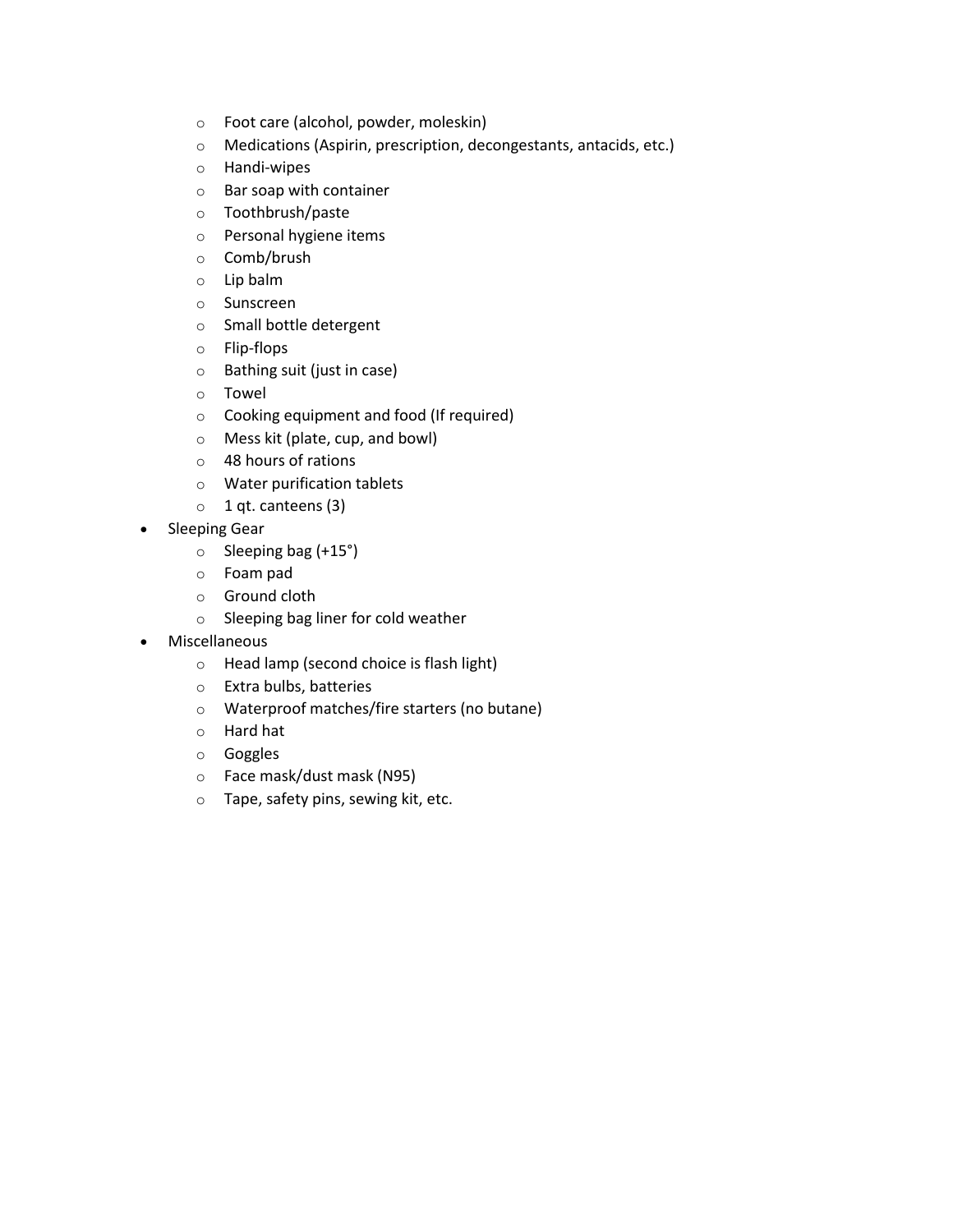- Foot care (alcohol, powder, moleskin)
  - Medications (Aspirin, prescription, decongestants, antacids, etc.)
  - Handi-wipes
  - Bar soap with container
  - Toothbrush/paste
  - Personal hygiene items
  - Comb/brush
  - Lip balm
  - Sunscreen
  - Small bottle detergent
  - Flip-flops
  - Bathing suit (just in case)
  - Towel
  - Cooking equipment and food (If required)
  - Mess kit (plate, cup, and bowl)
  - 48 hours of rations
  - Water purification tablets
  - 1 qt. canteens (3)
- Sleeping Gear
  - Sleeping bag (+15°)
  - Foam pad
  - Ground cloth
  - Sleeping bag liner for cold weather
- Miscellaneous
  - Head lamp (second choice is flash light)
  - Extra bulbs, batteries
  - Waterproof matches/fire starters (no butane)
  - Hard hat
  - Goggles
  - Face mask/dust mask (N95)
  - Tape, safety pins, sewing kit, etc.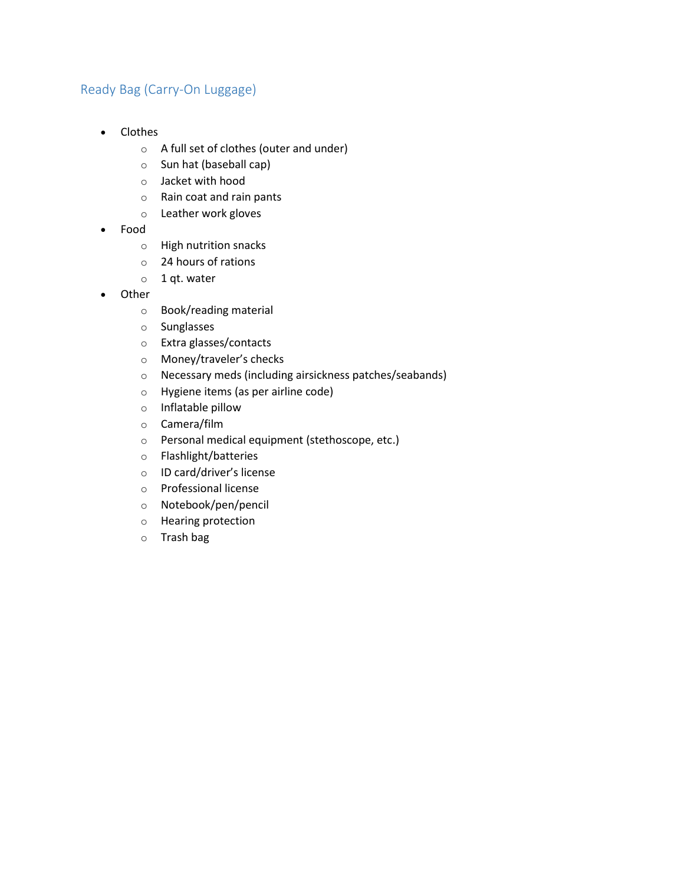## Ready Bag (Carry-On Luggage)

- Clothes
  - A full set of clothes (outer and under)
  - Sun hat (baseball cap)
  - Jacket with hood
  - Rain coat and rain pants
  - Leather work gloves
- Food
  - High nutrition snacks
  - 24 hours of rations
  - 1 qt. water
- Other
  - Book/reading material
  - Sunglasses
  - Extra glasses/contacts
  - Money/traveler's checks
  - Necessary meds (including airsickness patches/seabands)
  - Hygiene items (as per airline code)
  - Inflatable pillow
  - Camera/film
  - Personal medical equipment (stethoscope, etc.)
  - Flashlight/batteries
  - ID card/driver's license
  - Professional license
  - Notebook/pen/pencil
  - Hearing protection
  - Trash bag